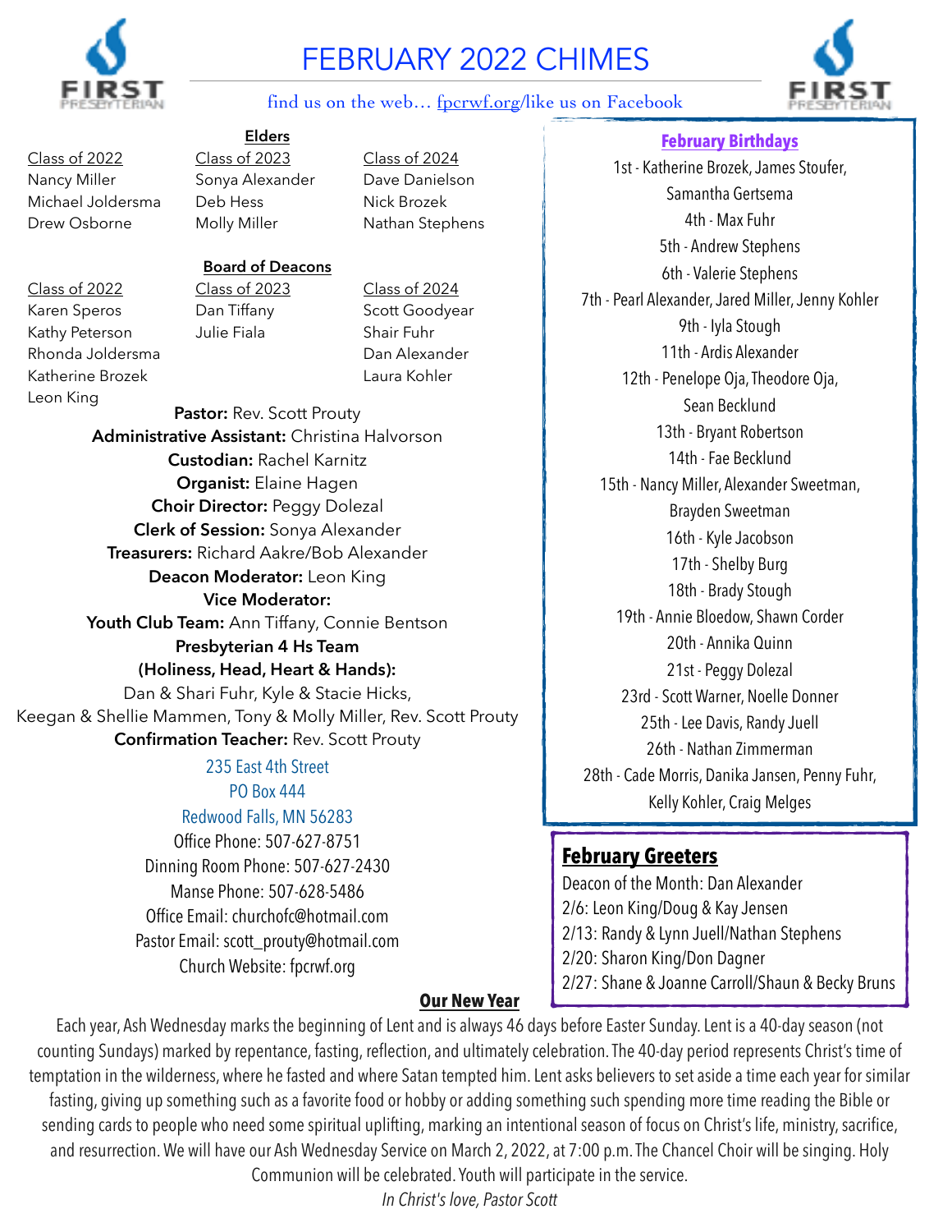# FEBRUARY 2022 CHIMES

find us on the web… fpcrwf.org/like us on Facebook

## Elders

| Class of 2022 | Class of 2023 | Class of 2024 |
| --- | --- | --- |
| Nancy Miller | Sonya Alexander | Dave Danielson |
| Michael Joldersma | Deb Hess | Nick Brozek |
| Drew Osborne | Molly Miller | Nathan Stephens |

## Board of Deacons

| Class of 2022 | Class of 2023 | Class of 2024 |
| --- | --- | --- |
| Karen Speros | Dan Tiffany | Scott Goodyear |
| Kathy Peterson | Julie Fiala | Shair Fuhr |
| Rhonda Joldersma | | Dan Alexander |
| Katherine Brozek | | Laura Kohler |
| Leon King | | |

**Pastor:** Rev. Scott Prouty
**Administrative Assistant:** Christina Halvorson
**Custodian:** Rachel Karnitz
**Organist:** Elaine Hagen
**Choir Director:** Peggy Dolezal
**Clerk of Session:** Sonya Alexander
**Treasurers:** Richard Aakre/Bob Alexander
**Deacon Moderator:** Leon King
**Vice Moderator:**
**Youth Club Team:** Ann Tiffany, Connie Bentson
**Presbyterian 4 Hs Team (Holiness, Head, Heart & Hands):**
Dan & Shari Fuhr, Kyle & Stacie Hicks,
Keegan & Shellie Mammen, Tony & Molly Miller, Rev. Scott Prouty
**Confirmation Teacher:** Rev. Scott Prouty

235 East 4th Street
PO Box 444
Redwood Falls, MN 56283
Office Phone: 507-627-8751
Dinning Room Phone: 507-627-2430
Manse Phone: 507-628-5486
Office Email: churchofc@hotmail.com
Pastor Email: scott_prouty@hotmail.com
Church Website: fpcrwf.org

## February Birthdays

1st - Katherine Brozek, James Stoufer, Samantha Gertsema
4th - Max Fuhr
5th - Andrew Stephens
6th - Valerie Stephens
7th - Pearl Alexander, Jared Miller, Jenny Kohler
9th - Iyla Stough
11th - Ardis Alexander
12th - Penelope Oja, Theodore Oja, Sean Becklund
13th - Bryant Robertson
14th - Fae Becklund
15th - Nancy Miller, Alexander Sweetman, Brayden Sweetman
16th - Kyle Jacobson
17th - Shelby Burg
18th - Brady Stough
19th - Annie Bloedow, Shawn Corder
20th - Annika Quinn
21st - Peggy Dolezal
23rd - Scott Warner, Noelle Donner
25th - Lee Davis, Randy Juell
26th - Nathan Zimmerman
28th - Cade Morris, Danika Jansen, Penny Fuhr, Kelly Kohler, Craig Melges

## February Greeters

Deacon of the Month: Dan Alexander
2/6: Leon King/Doug & Kay Jensen
2/13: Randy & Lynn Juell/Nathan Stephens
2/20: Sharon King/Don Dagner
2/27: Shane & Joanne Carroll/Shaun & Becky Bruns

## Our New Year

Each year, Ash Wednesday marks the beginning of Lent and is always 46 days before Easter Sunday. Lent is a 40-day season (not counting Sundays) marked by repentance, fasting, reflection, and ultimately celebration. The 40-day period represents Christ's time of temptation in the wilderness, where he fasted and where Satan tempted him. Lent asks believers to set aside a time each year for similar fasting, giving up something such as a favorite food or hobby or adding something such spending more time reading the Bible or sending cards to people who need some spiritual uplifting, marking an intentional season of focus on Christ's life, ministry, sacrifice, and resurrection. We will have our Ash Wednesday Service on March 2, 2022, at 7:00 p.m. The Chancel Choir will be singing. Holy Communion will be celebrated. Youth will participate in the service.

*In Christ's love, Pastor Scott*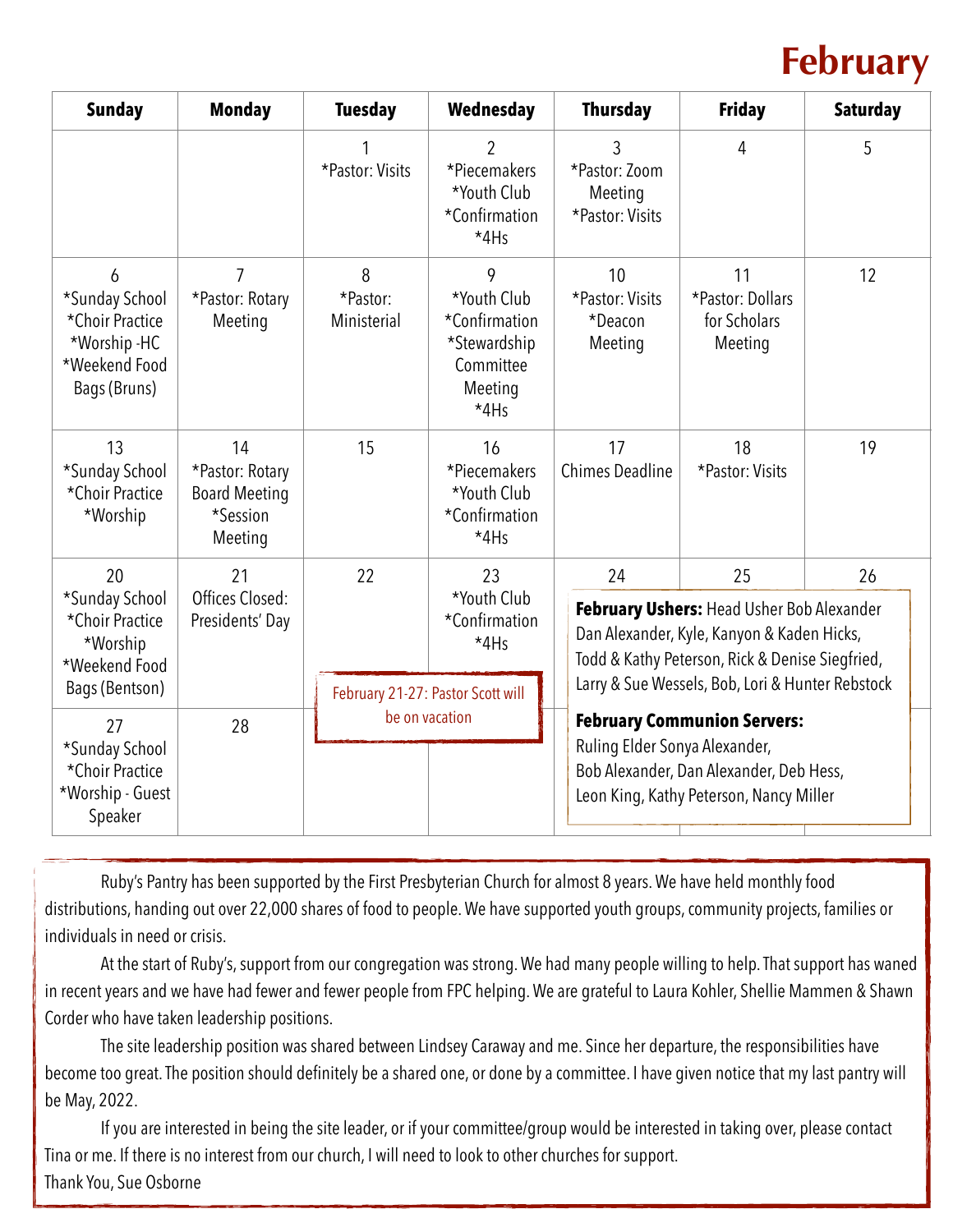# February

| Sunday | Monday | Tuesday | Wednesday | Thursday | Friday | Saturday |
|---|---|---|---|---|---|---|
| | | 1<br>*Pastor: Visits | 2<br>*Piecemakers<br>*Youth Club<br>*Confirmation<br>*4Hs | 3<br>*Pastor: Zoom Meeting<br>*Pastor: Visits | 4 | 5 |
| 6<br>*Sunday School<br>*Choir Practice<br>*Worship -HC<br>*Weekend Food Bags (Bruns) | 7<br>*Pastor: Rotary Meeting | 8<br>*Pastor: Ministerial | 9<br>*Youth Club<br>*Confirmation<br>*Stewardship Committee Meeting<br>*4Hs | 10<br>*Pastor: Visits<br>*Deacon Meeting | 11<br>*Pastor: Dollars for Scholars Meeting | 12 |
| 13<br>*Sunday School<br>*Choir Practice<br>*Worship | 14<br>*Pastor: Rotary Board Meeting<br>*Session Meeting | 15 | 16<br>*Piecemakers<br>*Youth Club<br>*Confirmation<br>*4Hs | 17<br>Chimes Deadline | 18<br>*Pastor: Visits | 19 |
| 20<br>*Sunday School<br>*Choir Practice<br>*Worship<br>*Weekend Food Bags (Bentson) | 21<br>Offices Closed: Presidents' Day | 22 | 23<br>*Youth Club<br>*Confirmation<br>*4Hs | 24 | 25 | 26 |
| 27<br>*Sunday School<br>*Choir Practice<br>*Worship - Guest Speaker | 28 | | | | | |

February 21-27: Pastor Scott will be on vacation

**February Ushers:** Head Usher Bob Alexander
Dan Alexander, Kyle, Kanyon & Kaden Hicks, Todd & Kathy Peterson, Rick & Denise Siegfried, Larry & Sue Wessels, Bob, Lori & Hunter Rebstock

**February Communion Servers:**
Ruling Elder Sonya Alexander,
Bob Alexander, Dan Alexander, Deb Hess,
Leon King, Kathy Peterson, Nancy Miller

Ruby's Pantry has been supported by the First Presbyterian Church for almost 8 years. We have held monthly food distributions, handing out over 22,000 shares of food to people. We have supported youth groups, community projects, families or individuals in need or crisis.

At the start of Ruby's, support from our congregation was strong. We had many people willing to help. That support has waned in recent years and we have had fewer and fewer people from FPC helping. We are grateful to Laura Kohler, Shellie Mammen & Shawn Corder who have taken leadership positions.

The site leadership position was shared between Lindsey Caraway and me. Since her departure, the responsibilities have become too great. The position should definitely be a shared one, or done by a committee. I have given notice that my last pantry will be May, 2022.

If you are interested in being the site leader, or if your committee/group would be interested in taking over, please contact Tina or me. If there is no interest from our church, I will need to look to other churches for support.

Thank You, Sue Osborne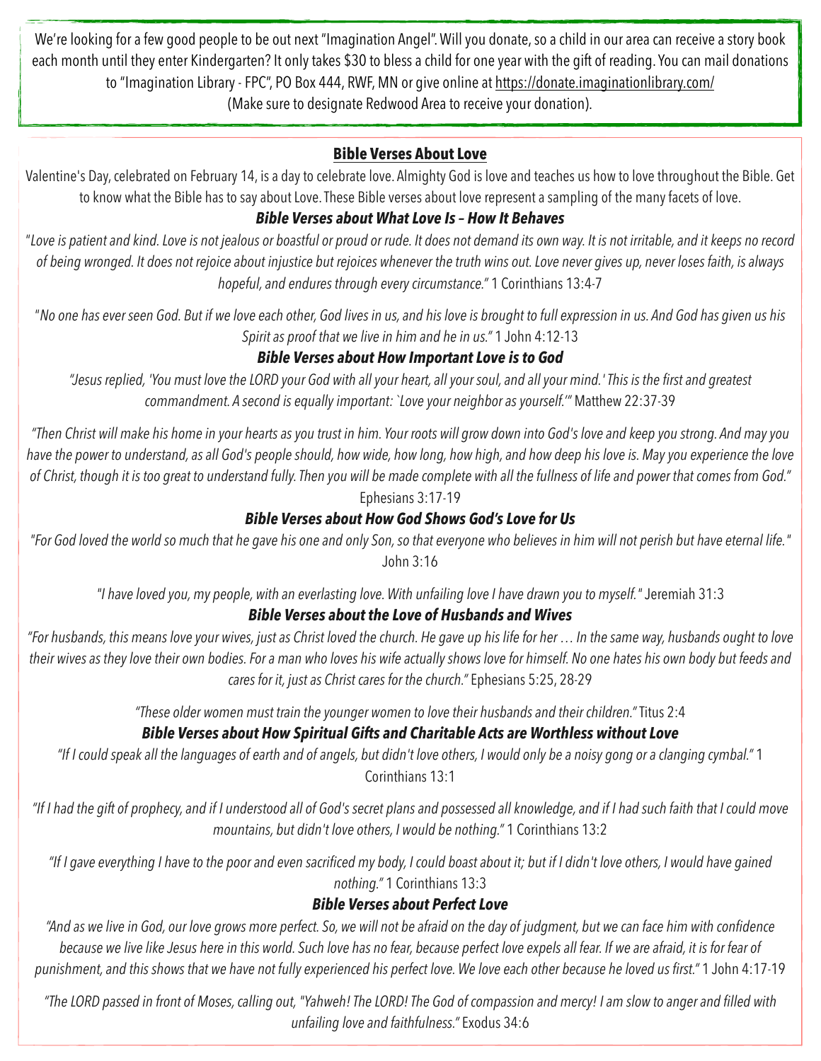We're looking for a few good people to be out next "Imagination Angel". Will you donate, so a child in our area can receive a story book each month until they enter Kindergarten? It only takes $30 to bless a child for one year with the gift of reading. You can mail donations to "Imagination Library - FPC", PO Box 444, RWF, MN or give online at https://donate.imaginationlibrary.com/ (Make sure to designate Redwood Area to receive your donation).

## Bible Verses About Love

Valentine's Day, celebrated on February 14, is a day to celebrate love. Almighty God is love and teaches us how to love throughout the Bible. Get to know what the Bible has to say about Love. These Bible verses about love represent a sampling of the many facets of love.

### Bible Verses about What Love Is – How It Behaves

"*Love is patient and kind. Love is not jealous or boastful or proud or rude. It does not demand its own way. It is not irritable, and it keeps no record of being wronged. It does not rejoice about injustice but rejoices whenever the truth wins out. Love never gives up, never loses faith, is always hopeful, and endures through every circumstance.*" 1 Corinthians 13:4-7

"*No one has ever seen God. But if we love each other, God lives in us, and his love is brought to full expression in us. And God has given us his Spirit as proof that we live in him and he in us.*" 1 John 4:12-13

### Bible Verses about How Important Love is to God

*"Jesus replied, 'You must love the LORD your God with all your heart, all your soul, and all your mind.' This is the first and greatest commandment. A second is equally important: `Love your neighbor as yourself.'"* Matthew 22:37-39

*"Then Christ will make his home in your hearts as you trust in him. Your roots will grow down into God's love and keep you strong. And may you have the power to understand, as all God's people should, how wide, how long, how high, and how deep his love is. May you experience the love of Christ, though it is too great to understand fully. Then you will be made complete with all the fullness of life and power that comes from God."* Ephesians 3:17-19

### Bible Verses about How God Shows God's Love for Us

"*For God loved the world so much that he gave his one and only Son, so that everyone who believes in him will not perish but have eternal life.*" John 3:16

"*I have loved you, my people, with an everlasting love. With unfailing love I have drawn you to myself.*" Jeremiah 31:3

### Bible Verses about the Love of Husbands and Wives

*"For husbands, this means love your wives, just as Christ loved the church. He gave up his life for her … In the same way, husbands ought to love their wives as they love their own bodies. For a man who loves his wife actually shows love for himself. No one hates his own body but feeds and cares for it, just as Christ cares for the church."* Ephesians 5:25, 28-29

*"These older women must train the younger women to love their husbands and their children."* Titus 2:4

### Bible Verses about How Spiritual Gifts and Charitable Acts are Worthless without Love

*"If I could speak all the languages of earth and of angels, but didn't love others, I would only be a noisy gong or a clanging cymbal."* 1 Corinthians 13:1

*"If I had the gift of prophecy, and if I understood all of God's secret plans and possessed all knowledge, and if I had such faith that I could move mountains, but didn't love others, I would be nothing."* 1 Corinthians 13:2

*"If I gave everything I have to the poor and even sacrificed my body, I could boast about it; but if I didn't love others, I would have gained nothing."* 1 Corinthians 13:3

### Bible Verses about Perfect Love

*"And as we live in God, our love grows more perfect. So, we will not be afraid on the day of judgment, but we can face him with confidence because we live like Jesus here in this world. Such love has no fear, because perfect love expels all fear. If we are afraid, it is for fear of punishment, and this shows that we have not fully experienced his perfect love. We love each other because he loved us first."* 1 John 4:17-19

*"The LORD passed in front of Moses, calling out, "Yahweh! The LORD! The God of compassion and mercy! I am slow to anger and filled with unfailing love and faithfulness."* Exodus 34:6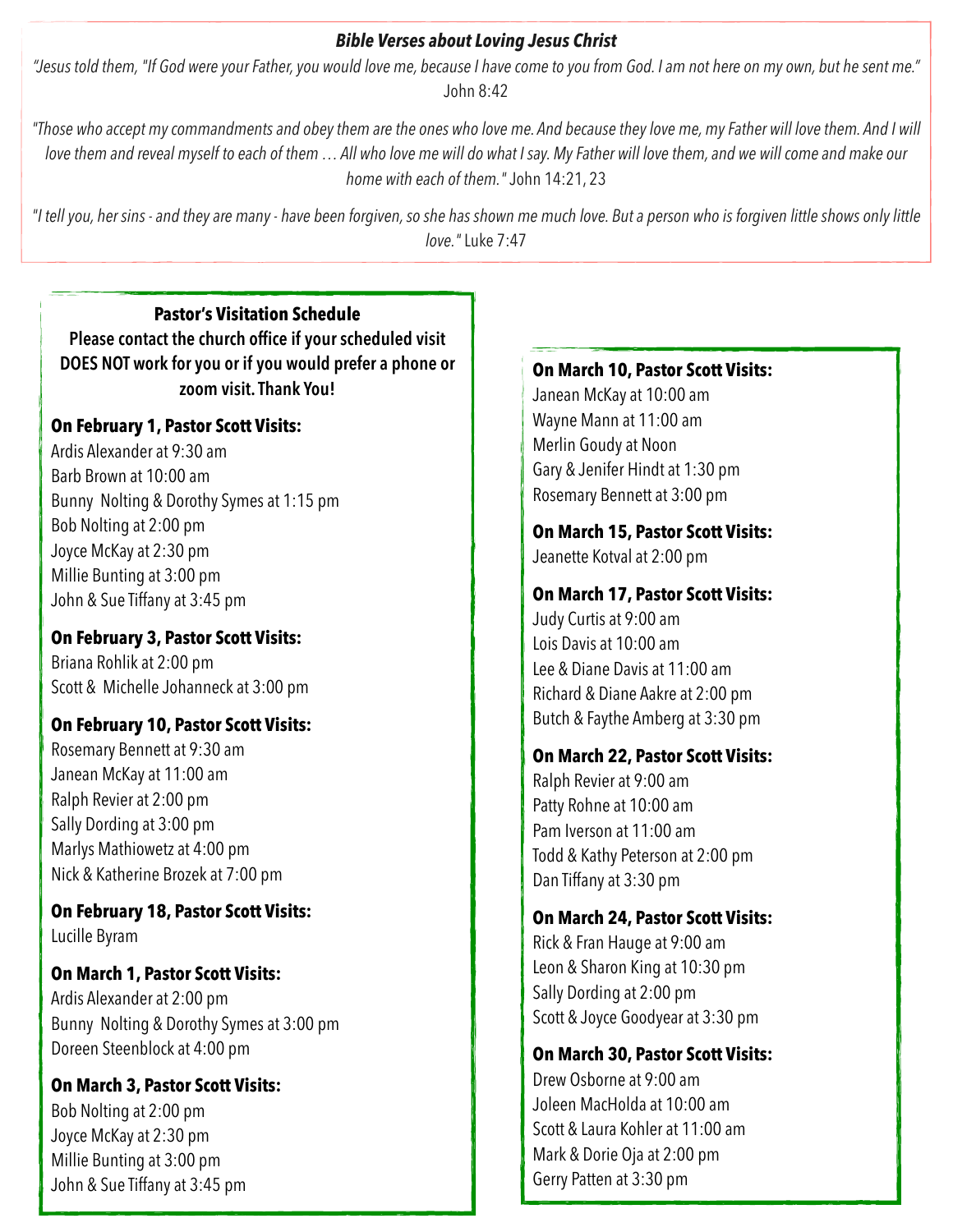### *Bible Verses about Loving Jesus Christ*

*"Jesus told them, "If God were your Father, you would love me, because I have come to you from God. I am not here on my own, but he sent me."* John 8:42

*"Those who accept my commandments and obey them are the ones who love me. And because they love me, my Father will love them. And I will love them and reveal myself to each of them … All who love me will do what I say. My Father will love them, and we will come and make our home with each of them."* John 14:21, 23

*"I tell you, her sins - and they are many - have been forgiven, so she has shown me much love. But a person who is forgiven little shows only little love."* Luke 7:47

## Pastor's Visitation Schedule

**Please contact the church office if your scheduled visit DOES NOT work for you or if you would prefer a phone or zoom visit. Thank You!**

**On February 1, Pastor Scott Visits:**
Ardis Alexander at 9:30 am
Barb Brown at 10:00 am
Bunny Nolting & Dorothy Symes at 1:15 pm
Bob Nolting at 2:00 pm
Joyce McKay at 2:30 pm
Millie Bunting at 3:00 pm
John & Sue Tiffany at 3:45 pm

**On February 3, Pastor Scott Visits:**
Briana Rohlik at 2:00 pm
Scott & Michelle Johanneck at 3:00 pm

**On February 10, Pastor Scott Visits:**
Rosemary Bennett at 9:30 am
Janean McKay at 11:00 am
Ralph Revier at 2:00 pm
Sally Dording at 3:00 pm
Marlys Mathiowetz at 4:00 pm
Nick & Katherine Brozek at 7:00 pm

**On February 18, Pastor Scott Visits:**
Lucille Byram

**On March 1, Pastor Scott Visits:**
Ardis Alexander at 2:00 pm
Bunny Nolting & Dorothy Symes at 3:00 pm
Doreen Steenblock at 4:00 pm

**On March 3, Pastor Scott Visits:**
Bob Nolting at 2:00 pm
Joyce McKay at 2:30 pm
Millie Bunting at 3:00 pm
John & Sue Tiffany at 3:45 pm

**On March 10, Pastor Scott Visits:**
Janean McKay at 10:00 am
Wayne Mann at 11:00 am
Merlin Goudy at Noon
Gary & Jenifer Hindt at 1:30 pm
Rosemary Bennett at 3:00 pm

**On March 15, Pastor Scott Visits:**
Jeanette Kotval at 2:00 pm

**On March 17, Pastor Scott Visits:**
Judy Curtis at 9:00 am
Lois Davis at 10:00 am
Lee & Diane Davis at 11:00 am
Richard & Diane Aakre at 2:00 pm
Butch & Faythe Amberg at 3:30 pm

**On March 22, Pastor Scott Visits:**
Ralph Revier at 9:00 am
Patty Rohne at 10:00 am
Pam Iverson at 11:00 am
Todd & Kathy Peterson at 2:00 pm
Dan Tiffany at 3:30 pm

**On March 24, Pastor Scott Visits:**
Rick & Fran Hauge at 9:00 am
Leon & Sharon King at 10:30 pm
Sally Dording at 2:00 pm
Scott & Joyce Goodyear at 3:30 pm

**On March 30, Pastor Scott Visits:**
Drew Osborne at 9:00 am
Joleen MacHolda at 10:00 am
Scott & Laura Kohler at 11:00 am
Mark & Dorie Oja at 2:00 pm
Gerry Patten at 3:30 pm